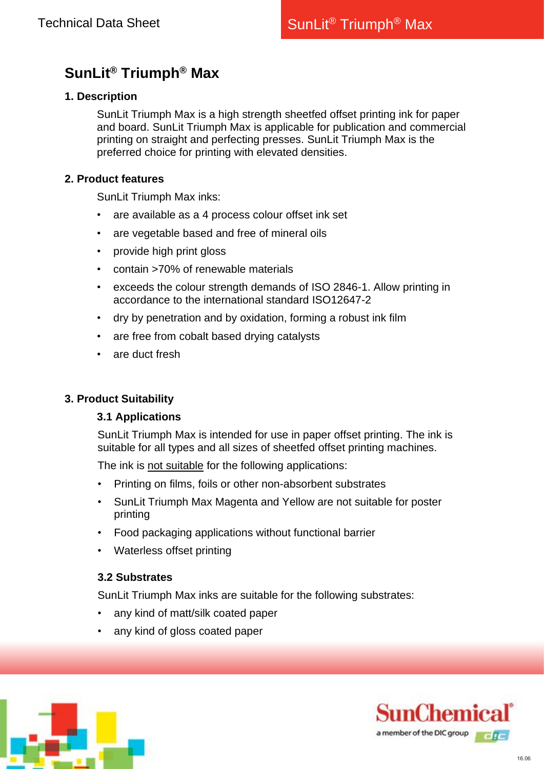# SunLit® Triumph® Max

## 1. Description

SunLit Triumph Max is a high strength sheetfed offset printing ink for paper and board. SunLit Triumph Max is applicable for publication and commercial printing on straight and perfecting presses. SunLit Triumph Max is the preferred choice for printing with elevated densities.

## 2. Product features

SunLit Triumph Max inks:

- are available as a 4 process colour offset ink set
- are vegetable based and free of mineral oils
- provide high print gloss
- contain >70% of renewable materials
- exceeds the colour strength demands of ISO 2846-1. Allow printing in accordance to the international standard ISO12647-2
- dry by penetration and by oxidation, forming a robust ink film
- are free from cobalt based drying catalysts
- are duct fresh

## 3. Product Suitability

### 3.1 Applications

SunLit Triumph Max is intended for use in paper offset printing. The ink is suitable for all types and all sizes of sheetfed offset printing machines.

The ink is <u>not suitable</u> for the following applications:

- Printing on films, foils or other non-absorbent substrates
- SunLit Triumph Max Magenta and Yellow are not suitable for poster printing
- Food packaging applications without functional barrier
- Waterless offset printing

### 3.2 Substrates

SunLit Triumph Max inks are suitable for the following substrates:

- any kind of matt/silk coated paper
- any kind of gloss coated paper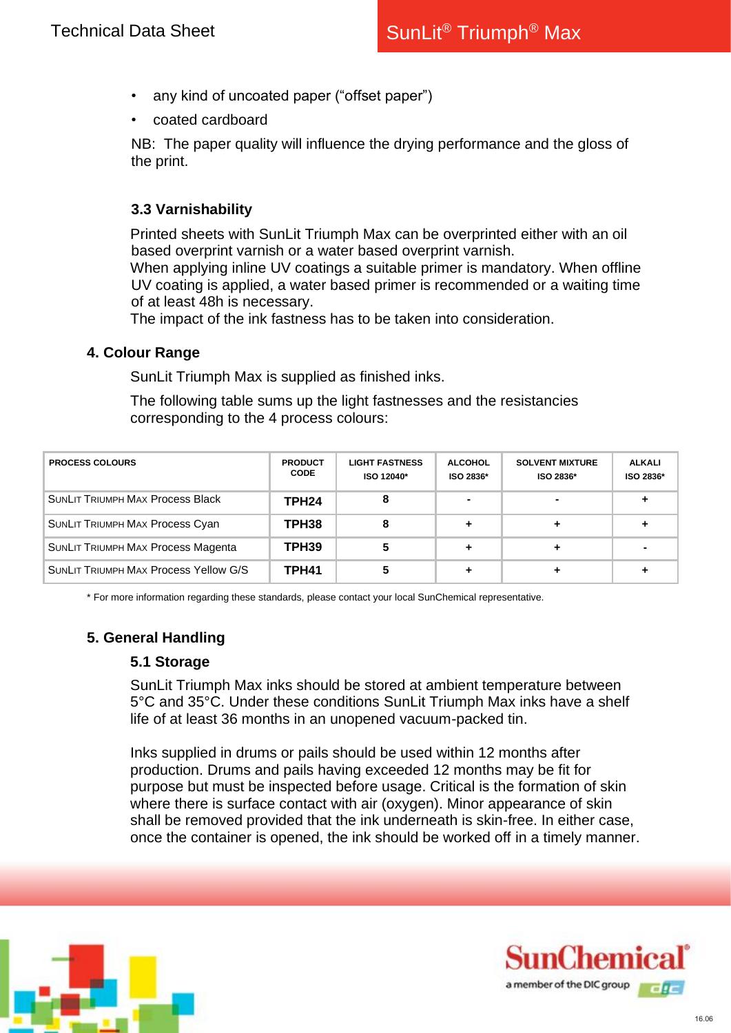- any kind of uncoated paper (“offset paper”)
- coated cardboard

NB: The paper quality will influence the drying performance and the gloss of the print.

### 3.3 Varnishability

Printed sheets with SunLit Triumph Max can be overprinted either with an oil based overprint varnish or a water based overprint varnish.
When applying inline UV coatings a suitable primer is mandatory. When offline UV coating is applied, a water based primer is recommended or a waiting time of at least 48h is necessary.
The impact of the ink fastness has to be taken into consideration.

## 4. Colour Range

SunLit Triumph Max is supplied as finished inks.

The following table sums up the light fastnesses and the resistancies corresponding to the 4 process colours:

| PROCESS COLOURS | PRODUCT CODE | LIGHT FASTNESS ISO 12040* | ALCOHOL ISO 2836* | SOLVENT MIXTURE ISO 2836* | ALKALI ISO 2836* |
|---|---|---|---|---|---|
| SunLit Triumph Max Process Black | TPH24 | 8 | - | - | + |
| SunLit Triumph Max Process Cyan | TPH38 | 8 | + | + | + |
| SunLit Triumph Max Process Magenta | TPH39 | 5 | + | + | - |
| SunLit Triumph Max Process Yellow G/S | TPH41 | 5 | + | + | + |

* For more information regarding these standards, please contact your local SunChemical representative.

## 5. General Handling

### 5.1 Storage

SunLit Triumph Max inks should be stored at ambient temperature between 5°C and 35°C. Under these conditions SunLit Triumph Max inks have a shelf life of at least 36 months in an unopened vacuum-packed tin.

Inks supplied in drums or pails should be used within 12 months after production. Drums and pails having exceeded 12 months may be fit for purpose but must be inspected before usage. Critical is the formation of skin where there is surface contact with air (oxygen). Minor appearance of skin shall be removed provided that the ink underneath is skin-free. In either case, once the container is opened, the ink should be worked off in a timely manner.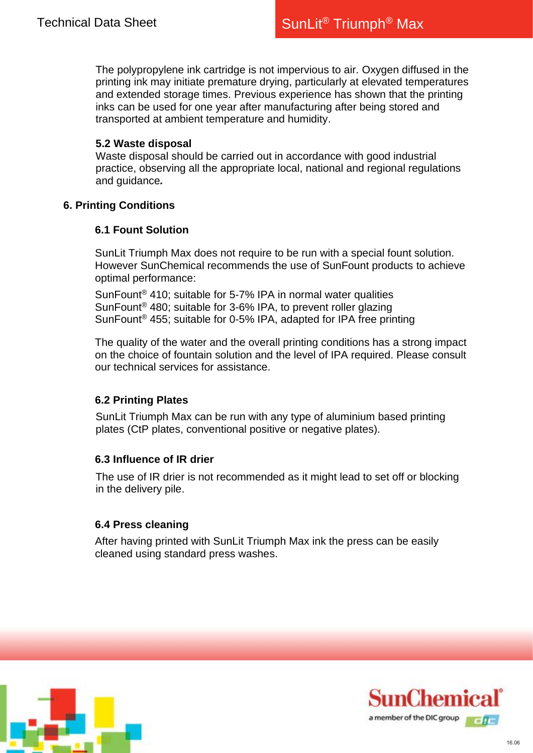The polypropylene ink cartridge is not impervious to air. Oxygen diffused in the printing ink may initiate premature drying, particularly at elevated temperatures and extended storage times. Previous experience has shown that the printing inks can be used for one year after manufacturing after being stored and transported at ambient temperature and humidity.

### 5.2 Waste disposal

Waste disposal should be carried out in accordance with good industrial practice, observing all the appropriate local, national and regional regulations and guidance.

## 6. Printing Conditions

### 6.1 Fount Solution

SunLit Triumph Max does not require to be run with a special fount solution. However SunChemical recommends the use of SunFount products to achieve optimal performance:

SunFount® 410; suitable for 5-7% IPA in normal water qualities
SunFount® 480; suitable for 3-6% IPA, to prevent roller glazing
SunFount® 455; suitable for 0-5% IPA, adapted for IPA free printing

The quality of the water and the overall printing conditions has a strong impact on the choice of fountain solution and the level of IPA required. Please consult our technical services for assistance.

### 6.2 Printing Plates

SunLit Triumph Max can be run with any type of aluminium based printing plates (CtP plates, conventional positive or negative plates).

### 6.3 Influence of IR drier

The use of IR drier is not recommended as it might lead to set off or blocking in the delivery pile.

### 6.4 Press cleaning

After having printed with SunLit Triumph Max ink the press can be easily cleaned using standard press washes.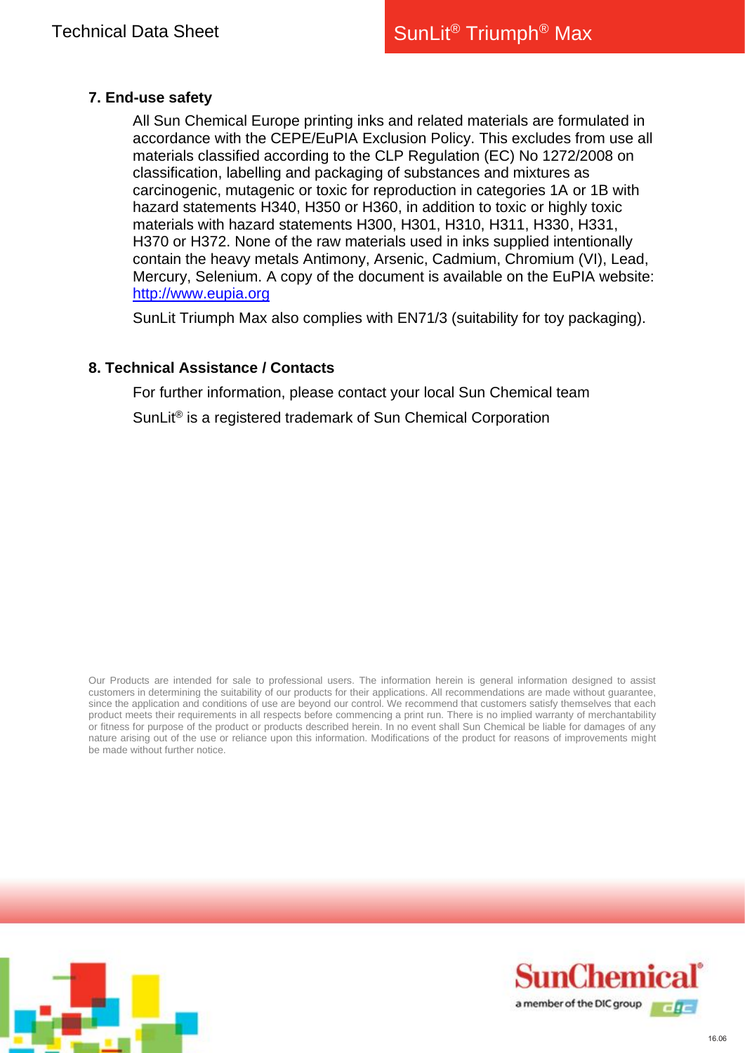## 7. End-use safety

All Sun Chemical Europe printing inks and related materials are formulated in accordance with the CEPE/EuPIA Exclusion Policy. This excludes from use all materials classified according to the CLP Regulation (EC) No 1272/2008 on classification, labelling and packaging of substances and mixtures as carcinogenic, mutagenic or toxic for reproduction in categories 1A or 1B with hazard statements H340, H350 or H360, in addition to toxic or highly toxic materials with hazard statements H300, H301, H310, H311, H330, H331, H370 or H372. None of the raw materials used in inks supplied intentionally contain the heavy metals Antimony, Arsenic, Cadmium, Chromium (VI), Lead, Mercury, Selenium. A copy of the document is available on the EuPIA website: http://www.eupia.org

SunLit Triumph Max also complies with EN71/3 (suitability for toy packaging).

## 8. Technical Assistance / Contacts

For further information, please contact your local Sun Chemical team

SunLit® is a registered trademark of Sun Chemical Corporation

Our Products are intended for sale to professional users. The information herein is general information designed to assist customers in determining the suitability of our products for their applications. All recommendations are made without guarantee, since the application and conditions of use are beyond our control. We recommend that customers satisfy themselves that each product meets their requirements in all respects before commencing a print run. There is no implied warranty of merchantability or fitness for purpose of the product or products described herein. In no event shall Sun Chemical be liable for damages of any nature arising out of the use or reliance upon this information. Modifications of the product for reasons of improvements might be made without further notice.